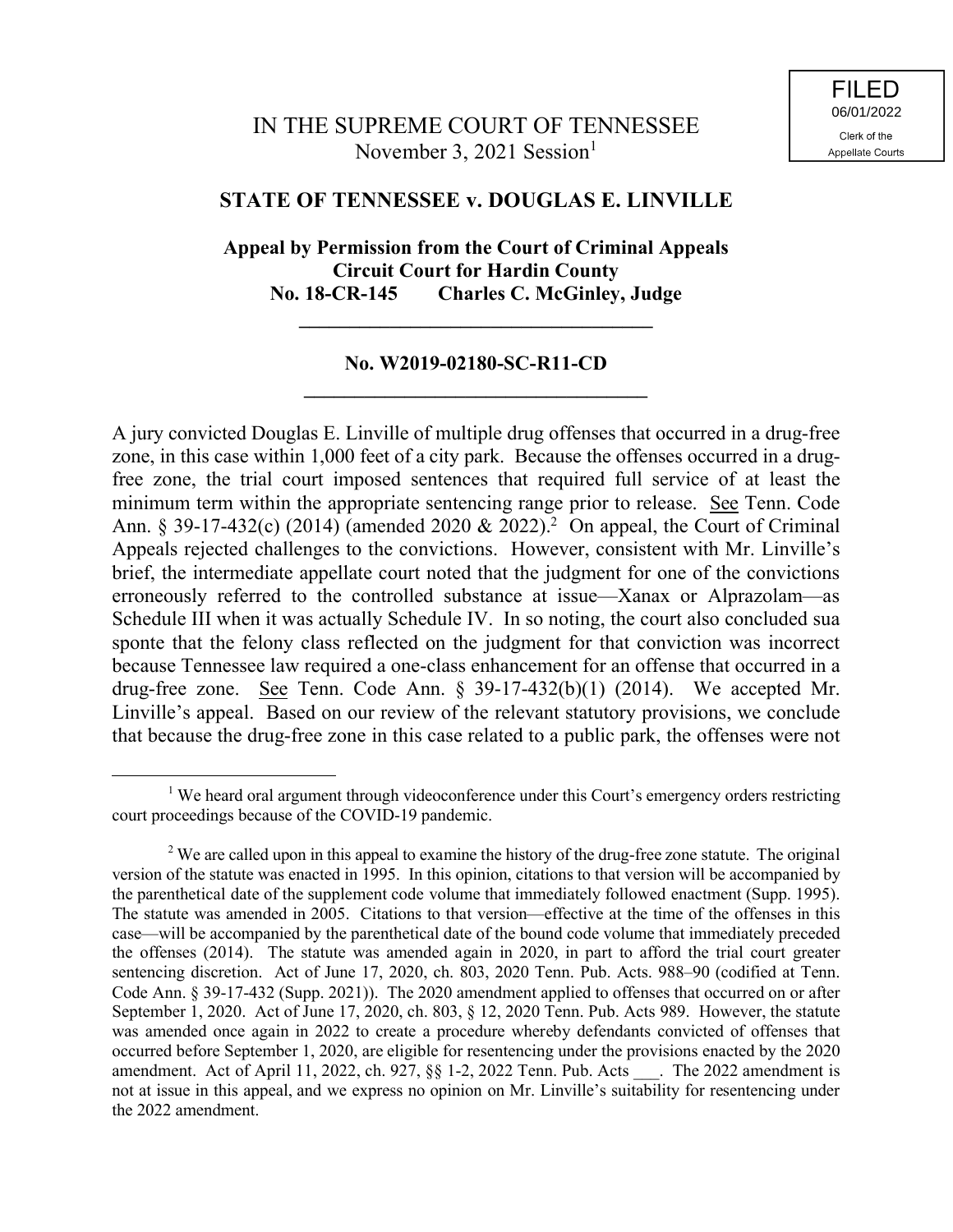FILED
06/01/2022
Clerk of the
Appellate Courts

# IN THE SUPREME COURT OF TENNESSEE
November 3, 2021 Session[1]

## STATE OF TENNESSEE v. DOUGLAS E. LINVILLE

**Appeal by Permission from the Court of Criminal Appeals**
**Circuit Court for Hardin County**
**No. 18-CR-145 Charles C. McGinley, Judge**

---

**No. W2019-02180-SC-R11-CD**

---

A jury convicted Douglas E. Linville of multiple drug offenses that occurred in a drug-free zone, in this case within 1,000 feet of a city park. Because the offenses occurred in a drug-free zone, the trial court imposed sentences that required full service of at least the minimum term within the appropriate sentencing range prior to release. See Tenn. Code Ann. § 39-17-432(c) (2014) (amended 2020 & 2022).[2] On appeal, the Court of Criminal Appeals rejected challenges to the convictions. However, consistent with Mr. Linville's brief, the intermediate appellate court noted that the judgment for one of the convictions erroneously referred to the controlled substance at issue—Xanax or Alprazolam—as Schedule III when it was actually Schedule IV. In so noting, the court also concluded sua sponte that the felony class reflected on the judgment for that conviction was incorrect because Tennessee law required a one-class enhancement for an offense that occurred in a drug-free zone. See Tenn. Code Ann. § 39-17-432(b)(1) (2014). We accepted Mr. Linville's appeal. Based on our review of the relevant statutory provisions, we conclude that because the drug-free zone in this case related to a public park, the offenses were not

---

[1] We heard oral argument through videoconference under this Court's emergency orders restricting court proceedings because of the COVID-19 pandemic.

[2] We are called upon in this appeal to examine the history of the drug-free zone statute. The original version of the statute was enacted in 1995. In this opinion, citations to that version will be accompanied by the parenthetical date of the supplement code volume that immediately followed enactment (Supp. 1995). The statute was amended in 2005. Citations to that version—effective at the time of the offenses in this case—will be accompanied by the parenthetical date of the bound code volume that immediately preceded the offenses (2014). The statute was amended again in 2020, in part to afford the trial court greater sentencing discretion. Act of June 17, 2020, ch. 803, 2020 Tenn. Pub. Acts. 988–90 (codified at Tenn. Code Ann. § 39-17-432 (Supp. 2021)). The 2020 amendment applied to offenses that occurred on or after September 1, 2020. Act of June 17, 2020, ch. 803, § 12, 2020 Tenn. Pub. Acts 989. However, the statute was amended once again in 2022 to create a procedure whereby defendants convicted of offenses that occurred before September 1, 2020, are eligible for resentencing under the provisions enacted by the 2020 amendment. Act of April 11, 2022, ch. 927, §§ 1-2, 2022 Tenn. Pub. Acts ___. The 2022 amendment is not at issue in this appeal, and we express no opinion on Mr. Linville's suitability for resentencing under the 2022 amendment.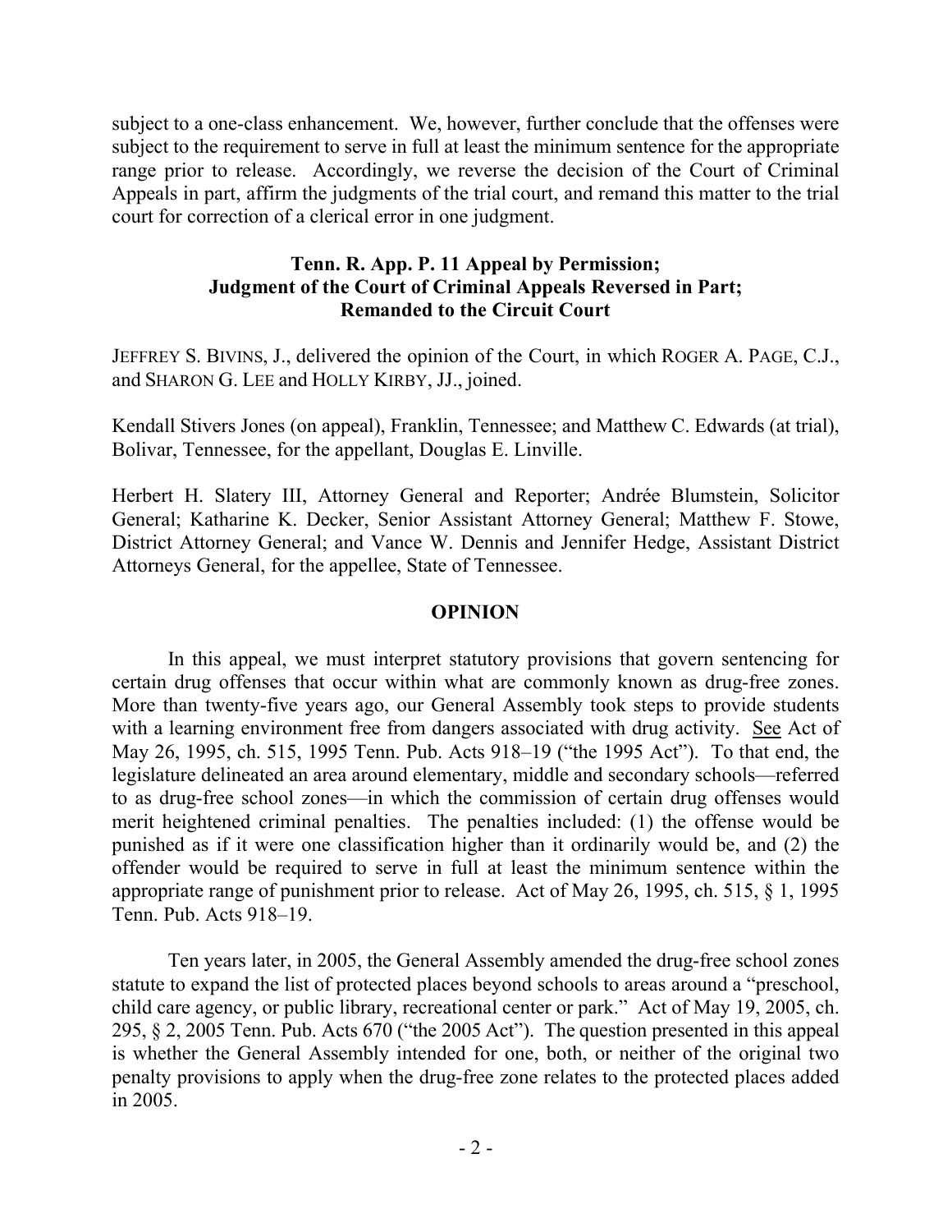subject to a one-class enhancement. We, however, further conclude that the offenses were subject to the requirement to serve in full at least the minimum sentence for the appropriate range prior to release. Accordingly, we reverse the decision of the Court of Criminal Appeals in part, affirm the judgments of the trial court, and remand this matter to the trial court for correction of a clerical error in one judgment.

**Tenn. R. App. P. 11 Appeal by Permission; Judgment of the Court of Criminal Appeals Reversed in Part; Remanded to the Circuit Court**

JEFFREY S. BIVINS, J., delivered the opinion of the Court, in which ROGER A. PAGE, C.J., and SHARON G. LEE and HOLLY KIRBY, JJ., joined.

Kendall Stivers Jones (on appeal), Franklin, Tennessee; and Matthew C. Edwards (at trial), Bolivar, Tennessee, for the appellant, Douglas E. Linville.

Herbert H. Slatery III, Attorney General and Reporter; Andrée Blumstein, Solicitor General; Katharine K. Decker, Senior Assistant Attorney General; Matthew F. Stowe, District Attorney General; and Vance W. Dennis and Jennifer Hedge, Assistant District Attorneys General, for the appellee, State of Tennessee.

## OPINION

In this appeal, we must interpret statutory provisions that govern sentencing for certain drug offenses that occur within what are commonly known as drug-free zones. More than twenty-five years ago, our General Assembly took steps to provide students with a learning environment free from dangers associated with drug activity. See Act of May 26, 1995, ch. 515, 1995 Tenn. Pub. Acts 918–19 ("the 1995 Act"). To that end, the legislature delineated an area around elementary, middle and secondary schools—referred to as drug-free school zones—in which the commission of certain drug offenses would merit heightened criminal penalties. The penalties included: (1) the offense would be punished as if it were one classification higher than it ordinarily would be, and (2) the offender would be required to serve in full at least the minimum sentence within the appropriate range of punishment prior to release. Act of May 26, 1995, ch. 515, § 1, 1995 Tenn. Pub. Acts 918–19.

Ten years later, in 2005, the General Assembly amended the drug-free school zones statute to expand the list of protected places beyond schools to areas around a "preschool, child care agency, or public library, recreational center or park." Act of May 19, 2005, ch. 295, § 2, 2005 Tenn. Pub. Acts 670 ("the 2005 Act"). The question presented in this appeal is whether the General Assembly intended for one, both, or neither of the original two penalty provisions to apply when the drug-free zone relates to the protected places added in 2005.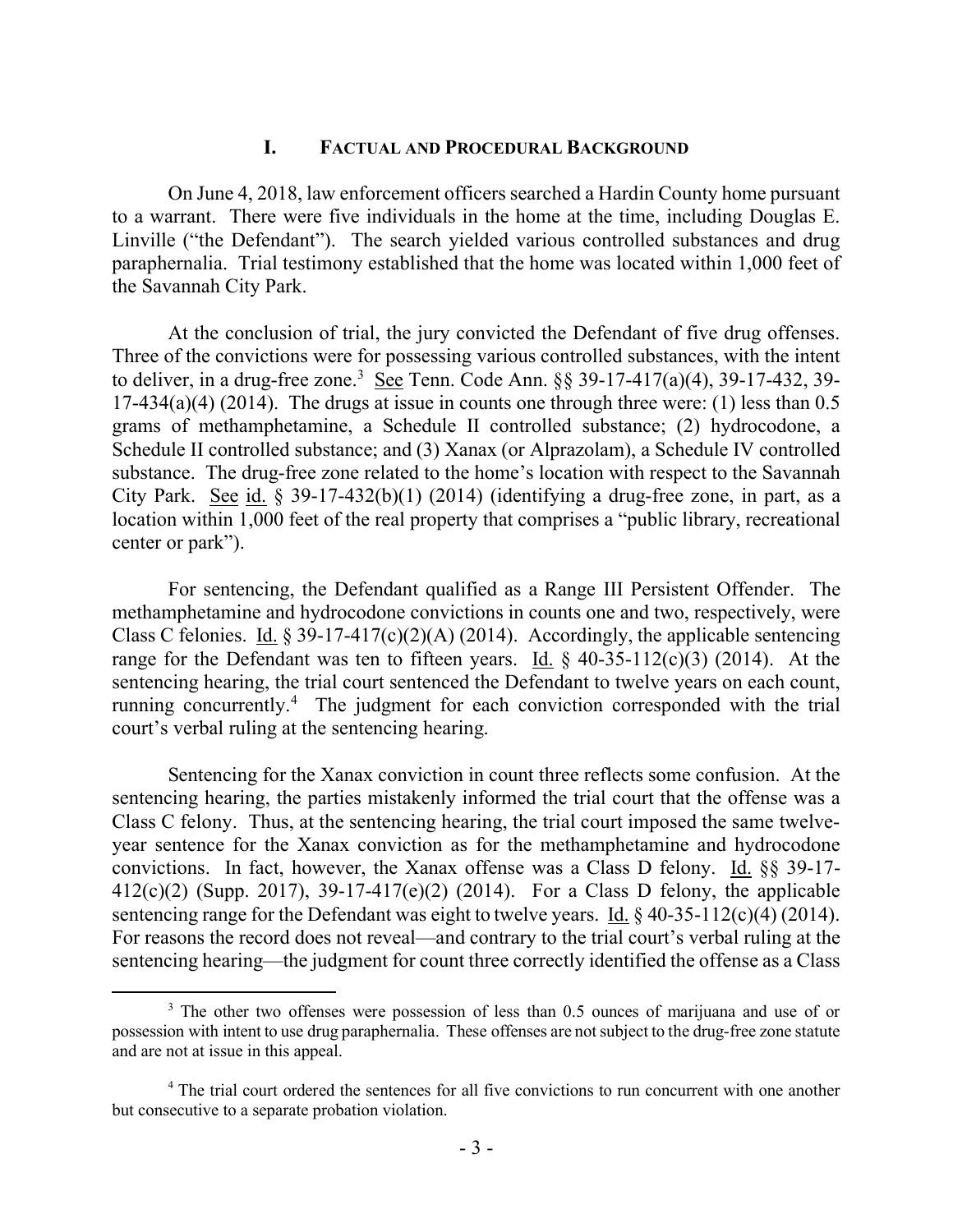## I. FACTUAL AND PROCEDURAL BACKGROUND

On June 4, 2018, law enforcement officers searched a Hardin County home pursuant to a warrant. There were five individuals in the home at the time, including Douglas E. Linville ("the Defendant"). The search yielded various controlled substances and drug paraphernalia. Trial testimony established that the home was located within 1,000 feet of the Savannah City Park.

At the conclusion of trial, the jury convicted the Defendant of five drug offenses. Three of the convictions were for possessing various controlled substances, with the intent to deliver, in a drug-free zone.[3] See Tenn. Code Ann. §§ 39-17-417(a)(4), 39-17-432, 39-17-434(a)(4) (2014). The drugs at issue in counts one through three were: (1) less than 0.5 grams of methamphetamine, a Schedule II controlled substance; (2) hydrocodone, a Schedule II controlled substance; and (3) Xanax (or Alprazolam), a Schedule IV controlled substance. The drug-free zone related to the home's location with respect to the Savannah City Park. See id. § 39-17-432(b)(1) (2014) (identifying a drug-free zone, in part, as a location within 1,000 feet of the real property that comprises a "public library, recreational center or park").

For sentencing, the Defendant qualified as a Range III Persistent Offender. The methamphetamine and hydrocodone convictions in counts one and two, respectively, were Class C felonies. Id. § 39-17-417(c)(2)(A) (2014). Accordingly, the applicable sentencing range for the Defendant was ten to fifteen years. Id. § 40-35-112(c)(3) (2014). At the sentencing hearing, the trial court sentenced the Defendant to twelve years on each count, running concurrently.[4] The judgment for each conviction corresponded with the trial court's verbal ruling at the sentencing hearing.

Sentencing for the Xanax conviction in count three reflects some confusion. At the sentencing hearing, the parties mistakenly informed the trial court that the offense was a Class C felony. Thus, at the sentencing hearing, the trial court imposed the same twelve-year sentence for the Xanax conviction as for the methamphetamine and hydrocodone convictions. In fact, however, the Xanax offense was a Class D felony. Id. §§ 39-17-412(c)(2) (Supp. 2017), 39-17-417(e)(2) (2014). For a Class D felony, the applicable sentencing range for the Defendant was eight to twelve years. Id. § 40-35-112(c)(4) (2014). For reasons the record does not reveal—and contrary to the trial court's verbal ruling at the sentencing hearing—the judgment for count three correctly identified the offense as a Class

---

[3] The other two offenses were possession of less than 0.5 ounces of marijuana and use of or possession with intent to use drug paraphernalia. These offenses are not subject to the drug-free zone statute and are not at issue in this appeal.

[4] The trial court ordered the sentences for all five convictions to run concurrent with one another but consecutive to a separate probation violation.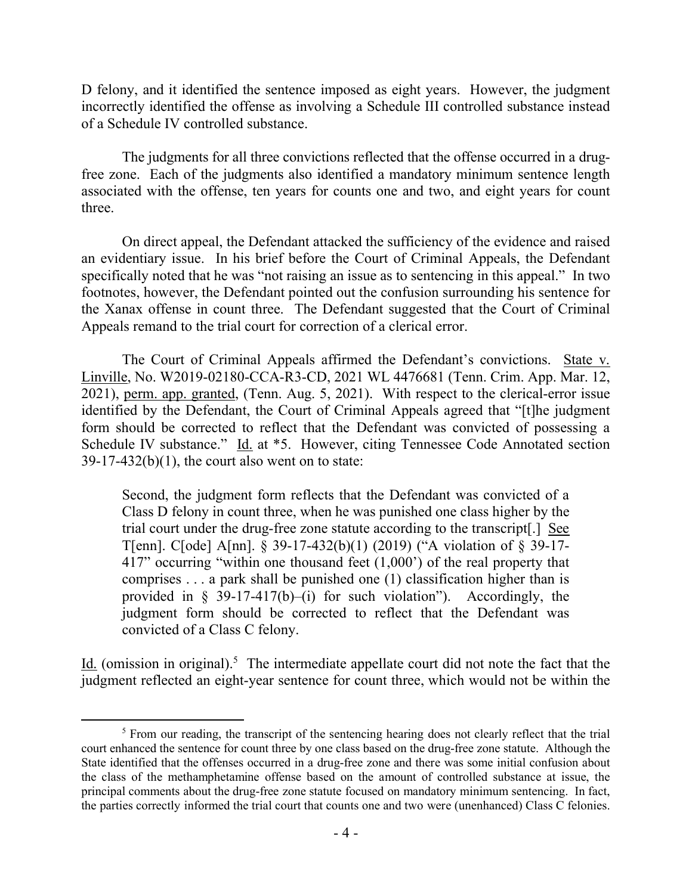D felony, and it identified the sentence imposed as eight years. However, the judgment incorrectly identified the offense as involving a Schedule III controlled substance instead of a Schedule IV controlled substance.

The judgments for all three convictions reflected that the offense occurred in a drug-free zone. Each of the judgments also identified a mandatory minimum sentence length associated with the offense, ten years for counts one and two, and eight years for count three.

On direct appeal, the Defendant attacked the sufficiency of the evidence and raised an evidentiary issue. In his brief before the Court of Criminal Appeals, the Defendant specifically noted that he was "not raising an issue as to sentencing in this appeal." In two footnotes, however, the Defendant pointed out the confusion surrounding his sentence for the Xanax offense in count three. The Defendant suggested that the Court of Criminal Appeals remand to the trial court for correction of a clerical error.

The Court of Criminal Appeals affirmed the Defendant's convictions. State v. Linville, No. W2019-02180-CCA-R3-CD, 2021 WL 4476681 (Tenn. Crim. App. Mar. 12, 2021), perm. app. granted, (Tenn. Aug. 5, 2021). With respect to the clerical-error issue identified by the Defendant, the Court of Criminal Appeals agreed that "[t]he judgment form should be corrected to reflect that the Defendant was convicted of possessing a Schedule IV substance." Id. at *5. However, citing Tennessee Code Annotated section 39-17-432(b)(1), the court also went on to state:

> Second, the judgment form reflects that the Defendant was convicted of a Class D felony in count three, when he was punished one class higher by the trial court under the drug-free zone statute according to the transcript[.] See T[enn]. C[ode] A[nn]. § 39-17-432(b)(1) (2019) ("A violation of § 39-17-417" occurring "within one thousand feet (1,000') of the real property that comprises . . . a park shall be punished one (1) classification higher than is provided in § 39-17-417(b)–(i) for such violation"). Accordingly, the judgment form should be corrected to reflect that the Defendant was convicted of a Class C felony.

Id. (omission in original).[5] The intermediate appellate court did not note the fact that the judgment reflected an eight-year sentence for count three, which would not be within the

---

[5] From our reading, the transcript of the sentencing hearing does not clearly reflect that the trial court enhanced the sentence for count three by one class based on the drug-free zone statute. Although the State identified that the offenses occurred in a drug-free zone and there was some initial confusion about the class of the methamphetamine offense based on the amount of controlled substance at issue, the principal comments about the drug-free zone statute focused on mandatory minimum sentencing. In fact, the parties correctly informed the trial court that counts one and two were (unenhanced) Class C felonies.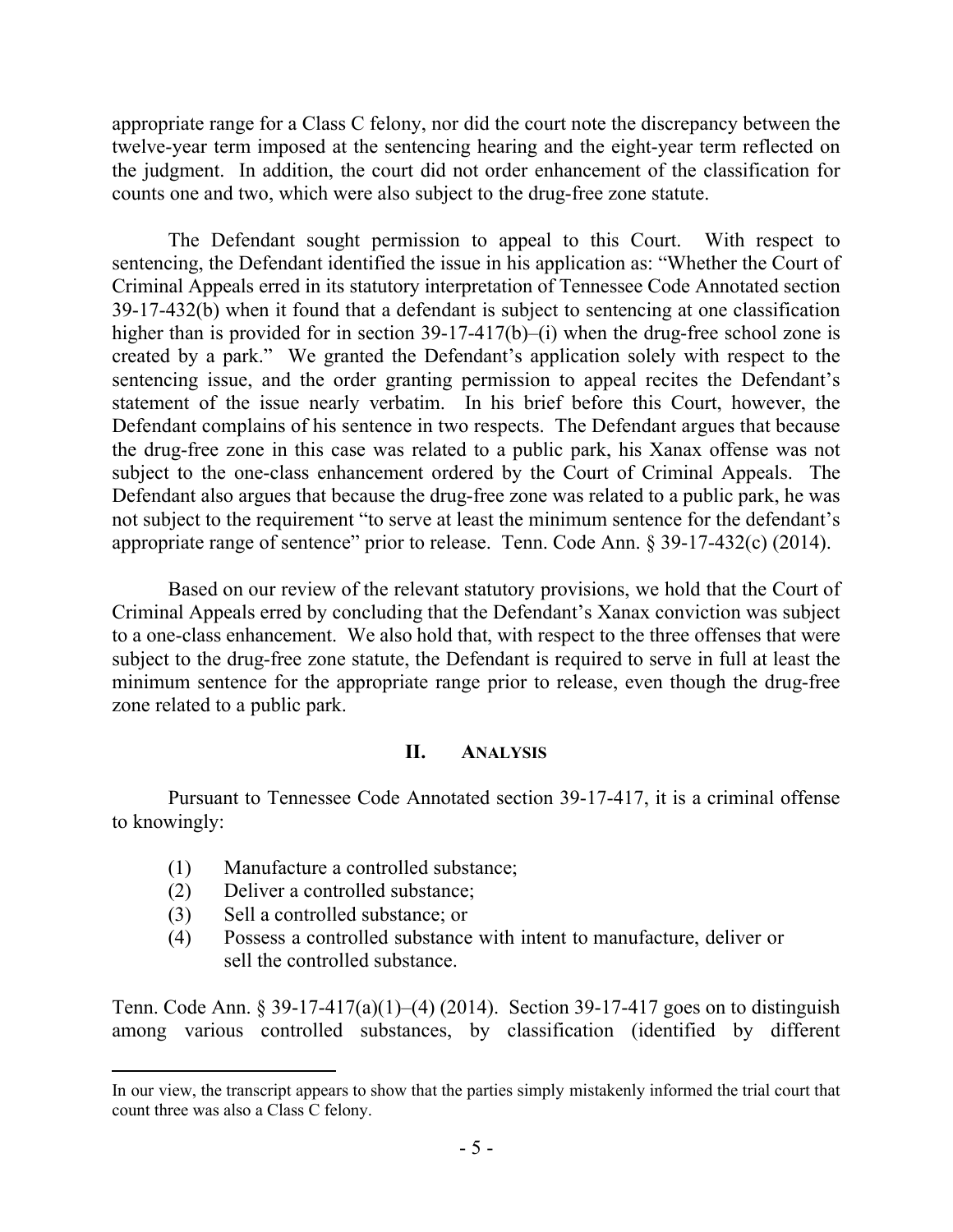appropriate range for a Class C felony, nor did the court note the discrepancy between the twelve-year term imposed at the sentencing hearing and the eight-year term reflected on the judgment. In addition, the court did not order enhancement of the classification for counts one and two, which were also subject to the drug-free zone statute.

The Defendant sought permission to appeal to this Court. With respect to sentencing, the Defendant identified the issue in his application as: "Whether the Court of Criminal Appeals erred in its statutory interpretation of Tennessee Code Annotated section 39-17-432(b) when it found that a defendant is subject to sentencing at one classification higher than is provided for in section 39-17-417(b)–(i) when the drug-free school zone is created by a park." We granted the Defendant's application solely with respect to the sentencing issue, and the order granting permission to appeal recites the Defendant's statement of the issue nearly verbatim. In his brief before this Court, however, the Defendant complains of his sentence in two respects. The Defendant argues that because the drug-free zone in this case was related to a public park, his Xanax offense was not subject to the one-class enhancement ordered by the Court of Criminal Appeals. The Defendant also argues that because the drug-free zone was related to a public park, he was not subject to the requirement "to serve at least the minimum sentence for the defendant's appropriate range of sentence" prior to release. Tenn. Code Ann. § 39-17-432(c) (2014).

Based on our review of the relevant statutory provisions, we hold that the Court of Criminal Appeals erred by concluding that the Defendant's Xanax conviction was subject to a one-class enhancement. We also hold that, with respect to the three offenses that were subject to the drug-free zone statute, the Defendant is required to serve in full at least the minimum sentence for the appropriate range prior to release, even though the drug-free zone related to a public park.

## II. ANALYSIS

Pursuant to Tennessee Code Annotated section 39-17-417, it is a criminal offense to knowingly:

(1) Manufacture a controlled substance;
(2) Deliver a controlled substance;
(3) Sell a controlled substance; or
(4) Possess a controlled substance with intent to manufacture, deliver or sell the controlled substance.

Tenn. Code Ann. § 39-17-417(a)(1)–(4) (2014). Section 39-17-417 goes on to distinguish among various controlled substances, by classification (identified by different

---

In our view, the transcript appears to show that the parties simply mistakenly informed the trial court that count three was also a Class C felony.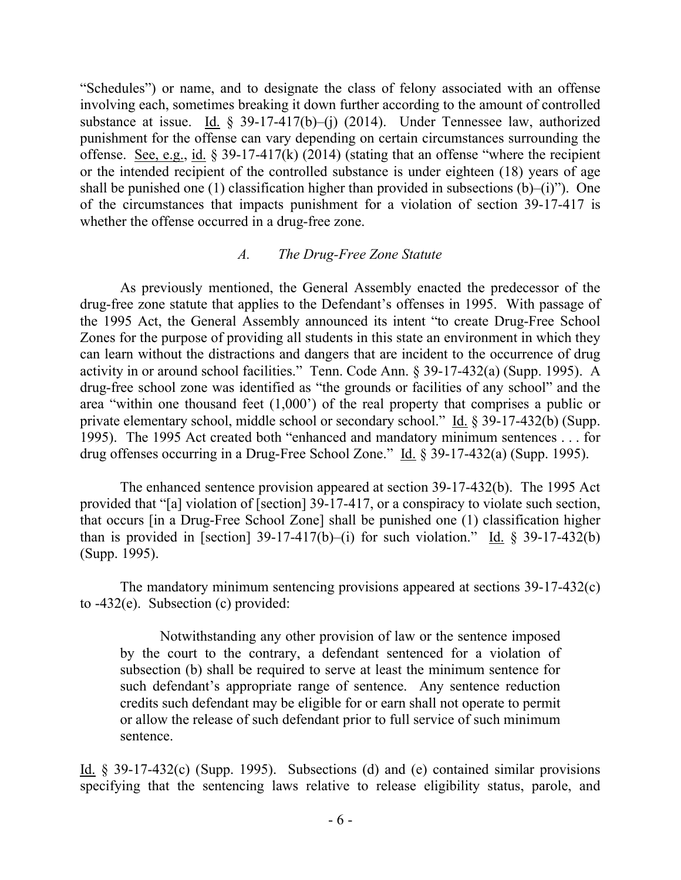"Schedules") or name, and to designate the class of felony associated with an offense involving each, sometimes breaking it down further according to the amount of controlled substance at issue. Id. § 39-17-417(b)–(j) (2014). Under Tennessee law, authorized punishment for the offense can vary depending on certain circumstances surrounding the offense. See, e.g., id. § 39-17-417(k) (2014) (stating that an offense "where the recipient or the intended recipient of the controlled substance is under eighteen (18) years of age shall be punished one (1) classification higher than provided in subsections (b)–(i)"). One of the circumstances that impacts punishment for a violation of section 39-17-417 is whether the offense occurred in a drug-free zone.

### *A. The Drug-Free Zone Statute*

As previously mentioned, the General Assembly enacted the predecessor of the drug-free zone statute that applies to the Defendant's offenses in 1995. With passage of the 1995 Act, the General Assembly announced its intent "to create Drug-Free School Zones for the purpose of providing all students in this state an environment in which they can learn without the distractions and dangers that are incident to the occurrence of drug activity in or around school facilities." Tenn. Code Ann. § 39-17-432(a) (Supp. 1995). A drug-free school zone was identified as "the grounds or facilities of any school" and the area "within one thousand feet (1,000') of the real property that comprises a public or private elementary school, middle school or secondary school." Id. § 39-17-432(b) (Supp. 1995). The 1995 Act created both "enhanced and mandatory minimum sentences . . . for drug offenses occurring in a Drug-Free School Zone." Id. § 39-17-432(a) (Supp. 1995).

The enhanced sentence provision appeared at section 39-17-432(b). The 1995 Act provided that "[a] violation of [section] 39-17-417, or a conspiracy to violate such section, that occurs [in a Drug-Free School Zone] shall be punished one (1) classification higher than is provided in [section] 39-17-417(b)–(i) for such violation." Id. § 39-17-432(b) (Supp. 1995).

The mandatory minimum sentencing provisions appeared at sections 39-17-432(c) to -432(e). Subsection (c) provided:

> Notwithstanding any other provision of law or the sentence imposed by the court to the contrary, a defendant sentenced for a violation of subsection (b) shall be required to serve at least the minimum sentence for such defendant's appropriate range of sentence. Any sentence reduction credits such defendant may be eligible for or earn shall not operate to permit or allow the release of such defendant prior to full service of such minimum sentence.

Id. § 39-17-432(c) (Supp. 1995). Subsections (d) and (e) contained similar provisions specifying that the sentencing laws relative to release eligibility status, parole, and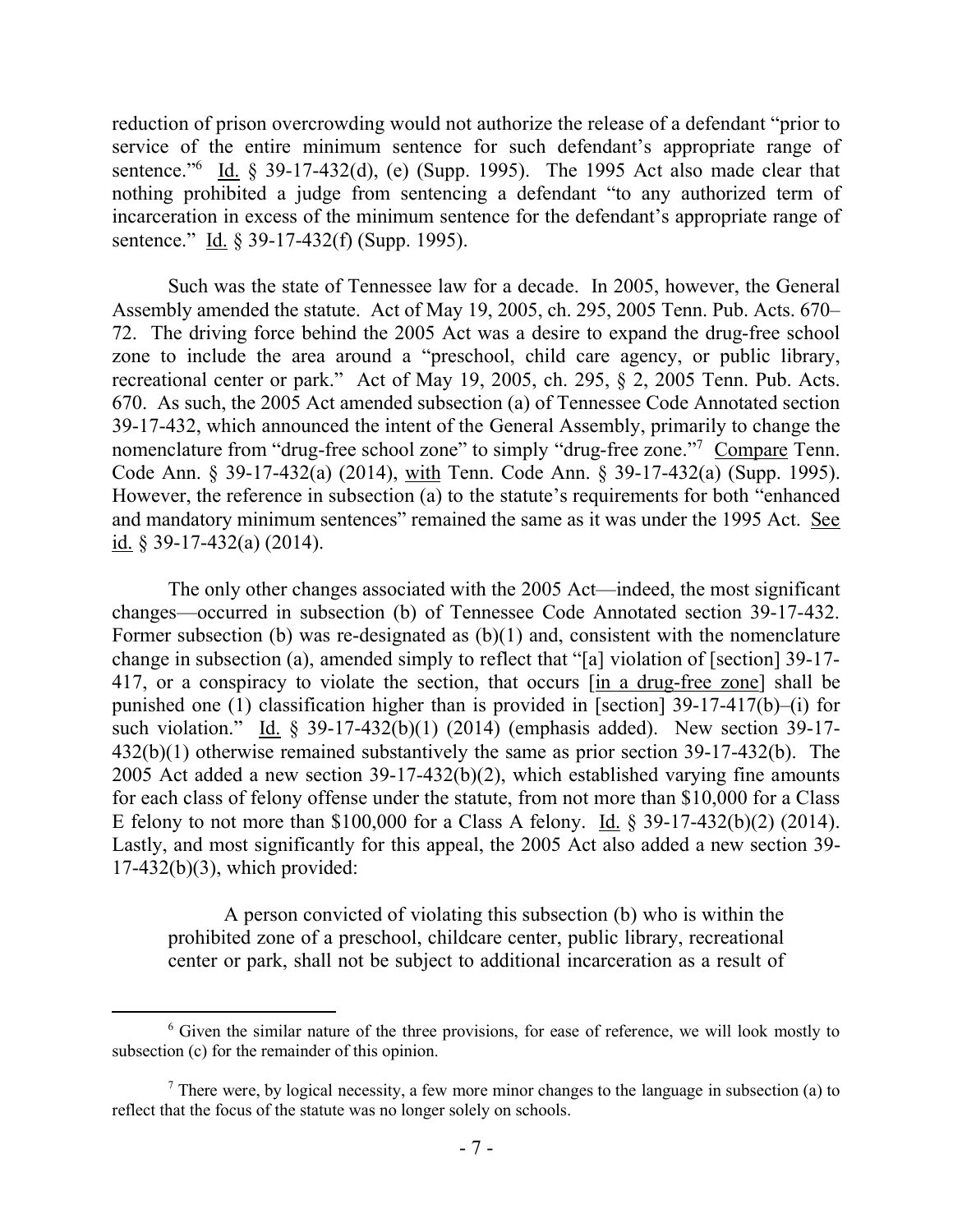reduction of prison overcrowding would not authorize the release of a defendant "prior to service of the entire minimum sentence for such defendant's appropriate range of sentence."[6] Id. § 39-17-432(d), (e) (Supp. 1995). The 1995 Act also made clear that nothing prohibited a judge from sentencing a defendant "to any authorized term of incarceration in excess of the minimum sentence for the defendant's appropriate range of sentence." Id. § 39-17-432(f) (Supp. 1995).

Such was the state of Tennessee law for a decade. In 2005, however, the General Assembly amended the statute. Act of May 19, 2005, ch. 295, 2005 Tenn. Pub. Acts. 670–72. The driving force behind the 2005 Act was a desire to expand the drug-free school zone to include the area around a "preschool, child care agency, or public library, recreational center or park." Act of May 19, 2005, ch. 295, § 2, 2005 Tenn. Pub. Acts. 670. As such, the 2005 Act amended subsection (a) of Tennessee Code Annotated section 39-17-432, which announced the intent of the General Assembly, primarily to change the nomenclature from "drug-free school zone" to simply "drug-free zone."[7] Compare Tenn. Code Ann. § 39-17-432(a) (2014), with Tenn. Code Ann. § 39-17-432(a) (Supp. 1995). However, the reference in subsection (a) to the statute's requirements for both "enhanced and mandatory minimum sentences" remained the same as it was under the 1995 Act. See id. § 39-17-432(a) (2014).

The only other changes associated with the 2005 Act—indeed, the most significant changes—occurred in subsection (b) of Tennessee Code Annotated section 39-17-432. Former subsection (b) was re-designated as (b)(1) and, consistent with the nomenclature change in subsection (a), amended simply to reflect that "[a] violation of [section] 39-17-417, or a conspiracy to violate the section, that occurs [in a drug-free zone] shall be punished one (1) classification higher than is provided in [section] 39-17-417(b)–(i) for such violation." Id. § 39-17-432(b)(1) (2014) (emphasis added). New section 39-17-432(b)(1) otherwise remained substantively the same as prior section 39-17-432(b). The 2005 Act added a new section 39-17-432(b)(2), which established varying fine amounts for each class of felony offense under the statute, from not more than $10,000 for a Class E felony to not more than $100,000 for a Class A felony. Id. § 39-17-432(b)(2) (2014). Lastly, and most significantly for this appeal, the 2005 Act also added a new section 39-17-432(b)(3), which provided:

> A person convicted of violating this subsection (b) who is within the prohibited zone of a preschool, childcare center, public library, recreational center or park, shall not be subject to additional incarceration as a result of

---

[6] Given the similar nature of the three provisions, for ease of reference, we will look mostly to subsection (c) for the remainder of this opinion.

[7] There were, by logical necessity, a few more minor changes to the language in subsection (a) to reflect that the focus of the statute was no longer solely on schools.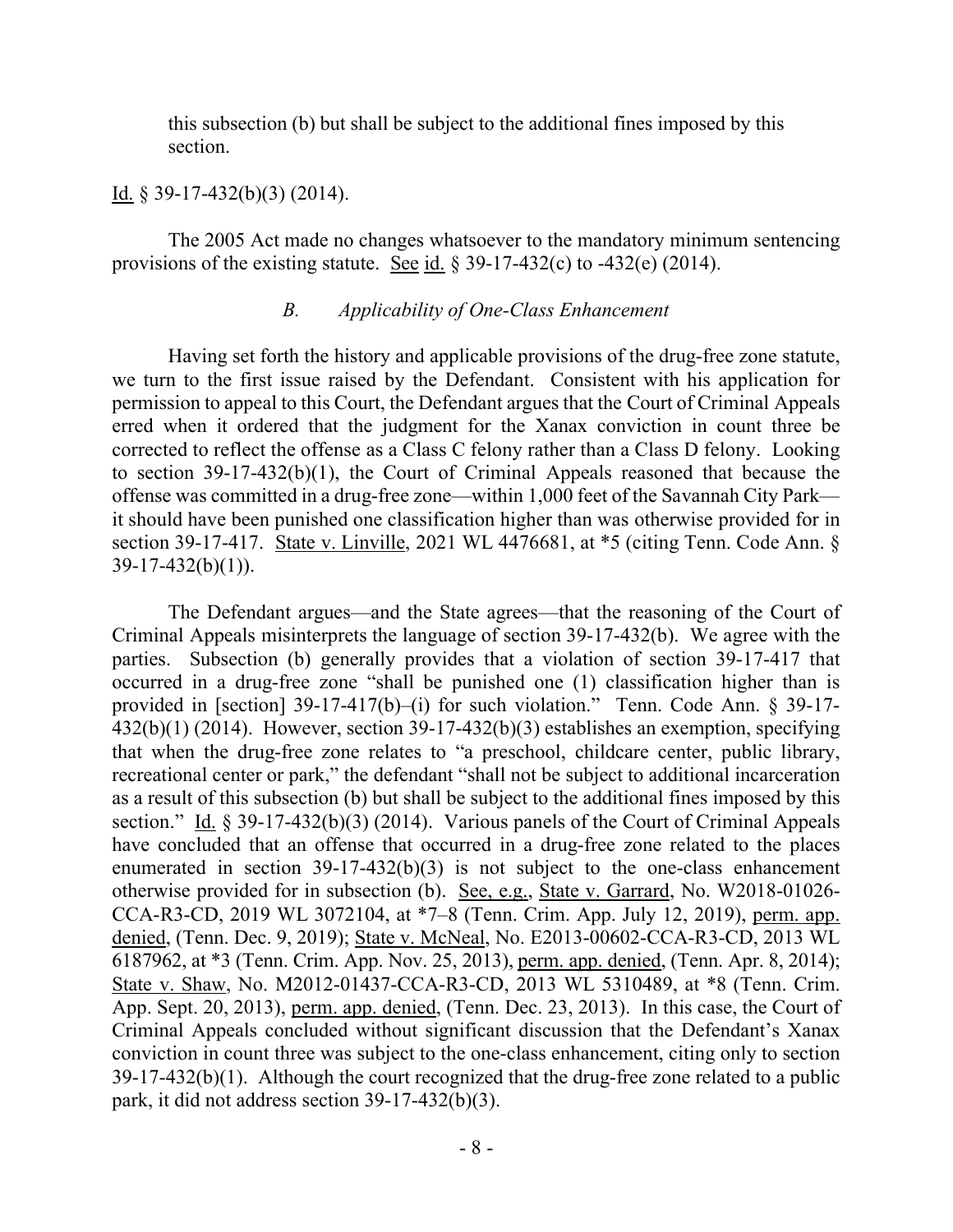this subsection (b) but shall be subject to the additional fines imposed by this section.

Id. § 39-17-432(b)(3) (2014).

The 2005 Act made no changes whatsoever to the mandatory minimum sentencing provisions of the existing statute. See id. § 39-17-432(c) to -432(e) (2014).

### *B. Applicability of One-Class Enhancement*

Having set forth the history and applicable provisions of the drug-free zone statute, we turn to the first issue raised by the Defendant. Consistent with his application for permission to appeal to this Court, the Defendant argues that the Court of Criminal Appeals erred when it ordered that the judgment for the Xanax conviction in count three be corrected to reflect the offense as a Class C felony rather than a Class D felony. Looking to section 39-17-432(b)(1), the Court of Criminal Appeals reasoned that because the offense was committed in a drug-free zone—within 1,000 feet of the Savannah City Park—it should have been punished one classification higher than was otherwise provided for in section 39-17-417. State v. Linville, 2021 WL 4476681, at *5 (citing Tenn. Code Ann. § 39-17-432(b)(1)).

The Defendant argues—and the State agrees—that the reasoning of the Court of Criminal Appeals misinterprets the language of section 39-17-432(b). We agree with the parties. Subsection (b) generally provides that a violation of section 39-17-417 that occurred in a drug-free zone "shall be punished one (1) classification higher than is provided in [section] 39-17-417(b)–(i) for such violation." Tenn. Code Ann. § 39-17-432(b)(1) (2014). However, section 39-17-432(b)(3) establishes an exemption, specifying that when the drug-free zone relates to "a preschool, childcare center, public library, recreational center or park," the defendant "shall not be subject to additional incarceration as a result of this subsection (b) but shall be subject to the additional fines imposed by this section." Id. § 39-17-432(b)(3) (2014). Various panels of the Court of Criminal Appeals have concluded that an offense that occurred in a drug-free zone related to the places enumerated in section 39-17-432(b)(3) is not subject to the one-class enhancement otherwise provided for in subsection (b). See, e.g., State v. Garrard, No. W2018-01026-CCA-R3-CD, 2019 WL 3072104, at *7–8 (Tenn. Crim. App. July 12, 2019), perm. app. denied, (Tenn. Dec. 9, 2019); State v. McNeal, No. E2013-00602-CCA-R3-CD, 2013 WL 6187962, at *3 (Tenn. Crim. App. Nov. 25, 2013), perm. app. denied, (Tenn. Apr. 8, 2014); State v. Shaw, No. M2012-01437-CCA-R3-CD, 2013 WL 5310489, at *8 (Tenn. Crim. App. Sept. 20, 2013), perm. app. denied, (Tenn. Dec. 23, 2013). In this case, the Court of Criminal Appeals concluded without significant discussion that the Defendant's Xanax conviction in count three was subject to the one-class enhancement, citing only to section 39-17-432(b)(1). Although the court recognized that the drug-free zone related to a public park, it did not address section 39-17-432(b)(3).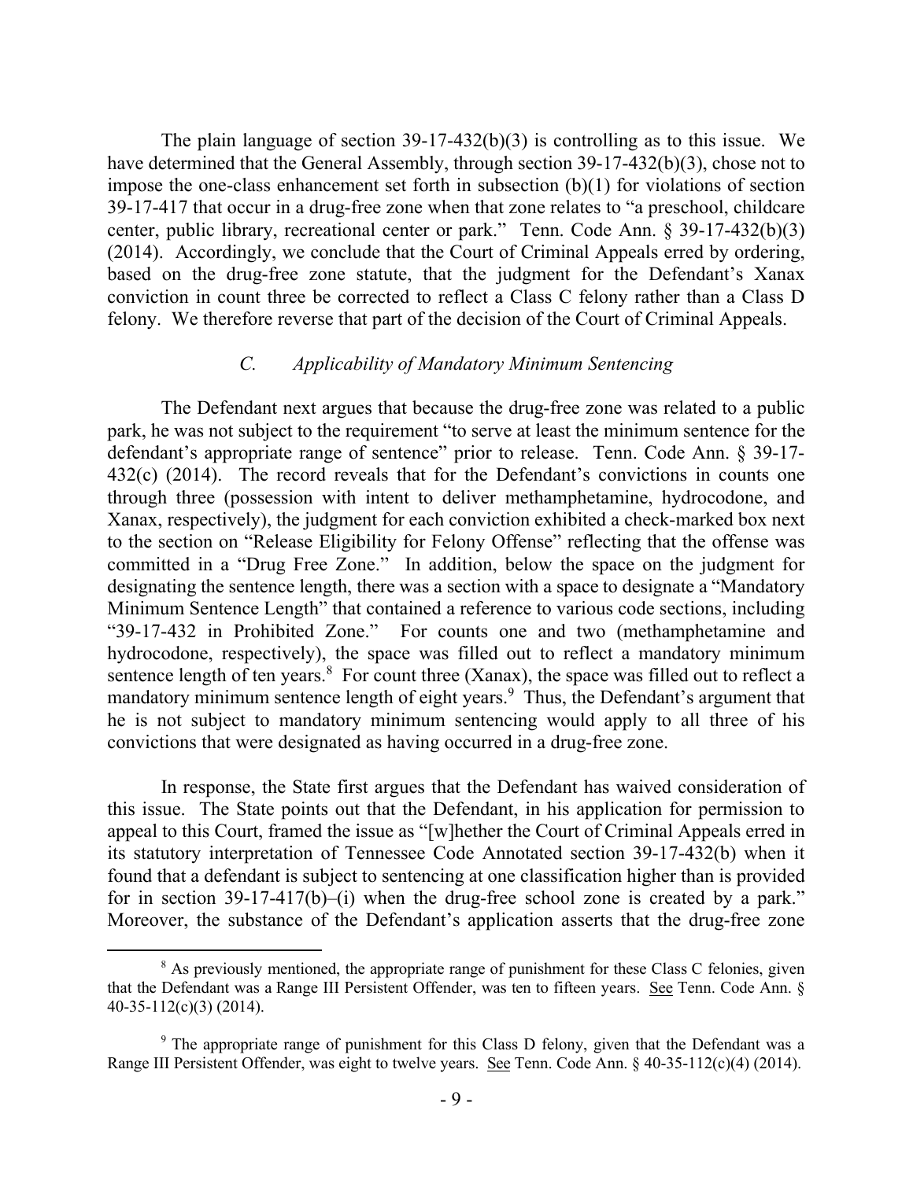The plain language of section 39-17-432(b)(3) is controlling as to this issue. We have determined that the General Assembly, through section 39-17-432(b)(3), chose not to impose the one-class enhancement set forth in subsection (b)(1) for violations of section 39-17-417 that occur in a drug-free zone when that zone relates to "a preschool, childcare center, public library, recreational center or park." Tenn. Code Ann. § 39-17-432(b)(3) (2014). Accordingly, we conclude that the Court of Criminal Appeals erred by ordering, based on the drug-free zone statute, that the judgment for the Defendant's Xanax conviction in count three be corrected to reflect a Class C felony rather than a Class D felony. We therefore reverse that part of the decision of the Court of Criminal Appeals.

### *C. Applicability of Mandatory Minimum Sentencing*

The Defendant next argues that because the drug-free zone was related to a public park, he was not subject to the requirement "to serve at least the minimum sentence for the defendant's appropriate range of sentence" prior to release. Tenn. Code Ann. § 39-17-432(c) (2014). The record reveals that for the Defendant's convictions in counts one through three (possession with intent to deliver methamphetamine, hydrocodone, and Xanax, respectively), the judgment for each conviction exhibited a check-marked box next to the section on "Release Eligibility for Felony Offense" reflecting that the offense was committed in a "Drug Free Zone." In addition, below the space on the judgment for designating the sentence length, there was a section with a space to designate a "Mandatory Minimum Sentence Length" that contained a reference to various code sections, including "39-17-432 in Prohibited Zone." For counts one and two (methamphetamine and hydrocodone, respectively), the space was filled out to reflect a mandatory minimum sentence length of ten years.[8] For count three (Xanax), the space was filled out to reflect a mandatory minimum sentence length of eight years.[9] Thus, the Defendant's argument that he is not subject to mandatory minimum sentencing would apply to all three of his convictions that were designated as having occurred in a drug-free zone.

In response, the State first argues that the Defendant has waived consideration of this issue. The State points out that the Defendant, in his application for permission to appeal to this Court, framed the issue as "[w]hether the Court of Criminal Appeals erred in its statutory interpretation of Tennessee Code Annotated section 39-17-432(b) when it found that a defendant is subject to sentencing at one classification higher than is provided for in section 39-17-417(b)–(i) when the drug-free school zone is created by a park." Moreover, the substance of the Defendant's application asserts that the drug-free zone

---

[8] As previously mentioned, the appropriate range of punishment for these Class C felonies, given that the Defendant was a Range III Persistent Offender, was ten to fifteen years. See Tenn. Code Ann. § 40-35-112(c)(3) (2014).

[9] The appropriate range of punishment for this Class D felony, given that the Defendant was a Range III Persistent Offender, was eight to twelve years. See Tenn. Code Ann. § 40-35-112(c)(4) (2014).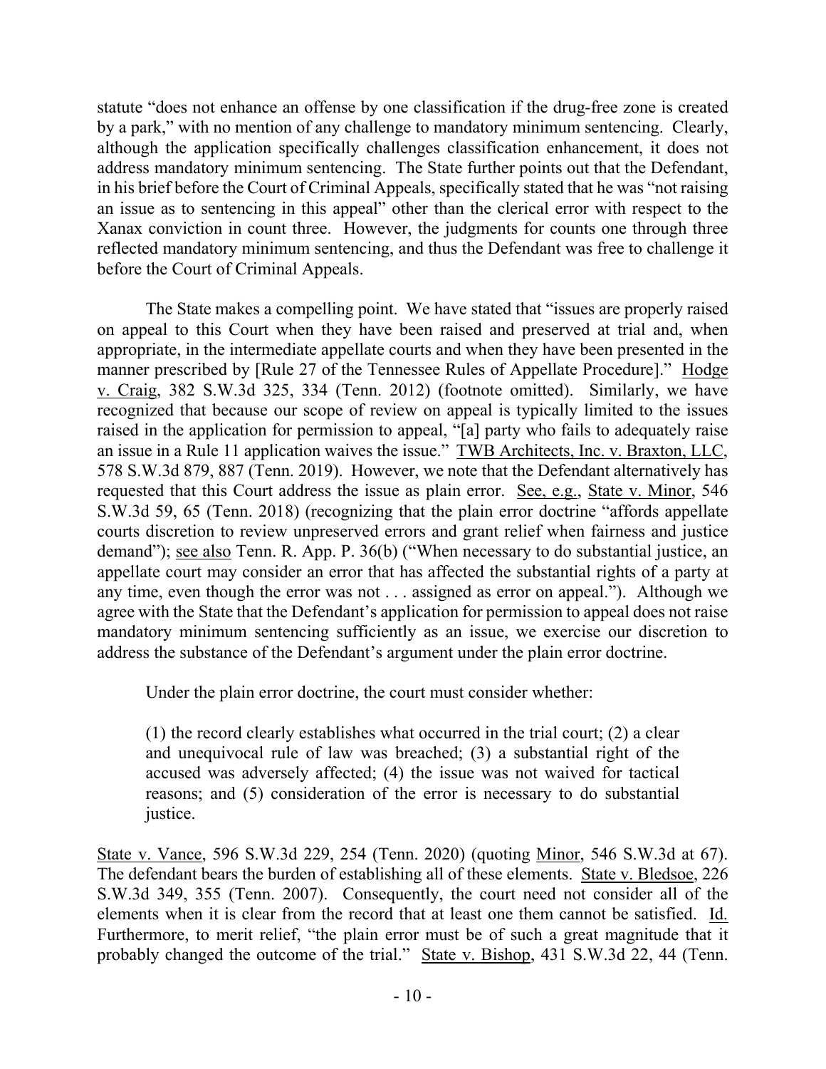statute "does not enhance an offense by one classification if the drug-free zone is created by a park," with no mention of any challenge to mandatory minimum sentencing. Clearly, although the application specifically challenges classification enhancement, it does not address mandatory minimum sentencing. The State further points out that the Defendant, in his brief before the Court of Criminal Appeals, specifically stated that he was "not raising an issue as to sentencing in this appeal" other than the clerical error with respect to the Xanax conviction in count three. However, the judgments for counts one through three reflected mandatory minimum sentencing, and thus the Defendant was free to challenge it before the Court of Criminal Appeals.

The State makes a compelling point. We have stated that "issues are properly raised on appeal to this Court when they have been raised and preserved at trial and, when appropriate, in the intermediate appellate courts and when they have been presented in the manner prescribed by [Rule 27 of the Tennessee Rules of Appellate Procedure]." Hodge v. Craig, 382 S.W.3d 325, 334 (Tenn. 2012) (footnote omitted). Similarly, we have recognized that because our scope of review on appeal is typically limited to the issues raised in the application for permission to appeal, "[a] party who fails to adequately raise an issue in a Rule 11 application waives the issue." TWB Architects, Inc. v. Braxton, LLC, 578 S.W.3d 879, 887 (Tenn. 2019). However, we note that the Defendant alternatively has requested that this Court address the issue as plain error. See, e.g., State v. Minor, 546 S.W.3d 59, 65 (Tenn. 2018) (recognizing that the plain error doctrine "affords appellate courts discretion to review unpreserved errors and grant relief when fairness and justice demand"); see also Tenn. R. App. P. 36(b) ("When necessary to do substantial justice, an appellate court may consider an error that has affected the substantial rights of a party at any time, even though the error was not . . . assigned as error on appeal."). Although we agree with the State that the Defendant's application for permission to appeal does not raise mandatory minimum sentencing sufficiently as an issue, we exercise our discretion to address the substance of the Defendant's argument under the plain error doctrine.

Under the plain error doctrine, the court must consider whether:

> (1) the record clearly establishes what occurred in the trial court; (2) a clear and unequivocal rule of law was breached; (3) a substantial right of the accused was adversely affected; (4) the issue was not waived for tactical reasons; and (5) consideration of the error is necessary to do substantial justice.

State v. Vance, 596 S.W.3d 229, 254 (Tenn. 2020) (quoting Minor, 546 S.W.3d at 67). The defendant bears the burden of establishing all of these elements. State v. Bledsoe, 226 S.W.3d 349, 355 (Tenn. 2007). Consequently, the court need not consider all of the elements when it is clear from the record that at least one them cannot be satisfied. Id. Furthermore, to merit relief, "the plain error must be of such a great magnitude that it probably changed the outcome of the trial." State v. Bishop, 431 S.W.3d 22, 44 (Tenn.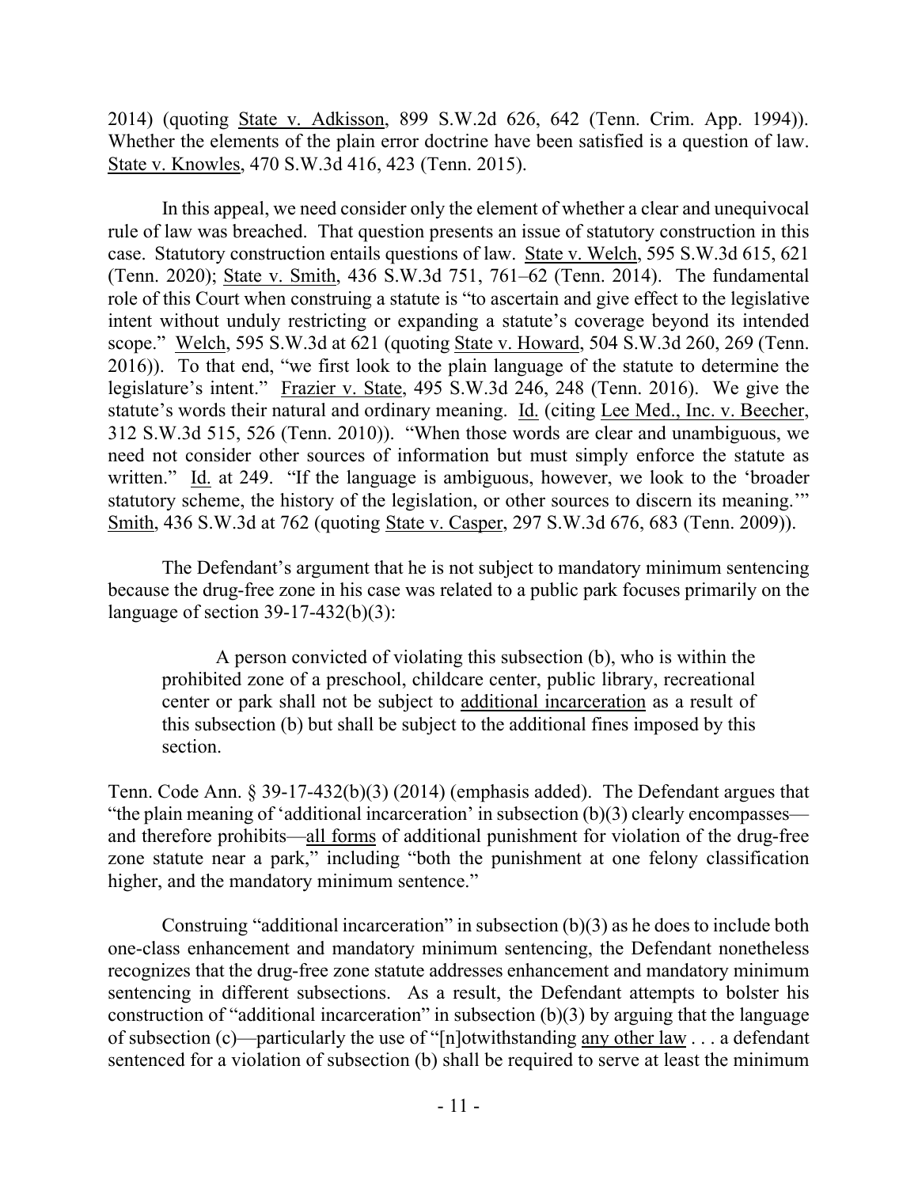2014) (quoting State v. Adkisson, 899 S.W.2d 626, 642 (Tenn. Crim. App. 1994)). Whether the elements of the plain error doctrine have been satisfied is a question of law. State v. Knowles, 470 S.W.3d 416, 423 (Tenn. 2015).

In this appeal, we need consider only the element of whether a clear and unequivocal rule of law was breached. That question presents an issue of statutory construction in this case. Statutory construction entails questions of law. State v. Welch, 595 S.W.3d 615, 621 (Tenn. 2020); State v. Smith, 436 S.W.3d 751, 761–62 (Tenn. 2014). The fundamental role of this Court when construing a statute is "to ascertain and give effect to the legislative intent without unduly restricting or expanding a statute's coverage beyond its intended scope." Welch, 595 S.W.3d at 621 (quoting State v. Howard, 504 S.W.3d 260, 269 (Tenn. 2016)). To that end, "we first look to the plain language of the statute to determine the legislature's intent." Frazier v. State, 495 S.W.3d 246, 248 (Tenn. 2016). We give the statute's words their natural and ordinary meaning. Id. (citing Lee Med., Inc. v. Beecher, 312 S.W.3d 515, 526 (Tenn. 2010)). "When those words are clear and unambiguous, we need not consider other sources of information but must simply enforce the statute as written." Id. at 249. "If the language is ambiguous, however, we look to the 'broader statutory scheme, the history of the legislation, or other sources to discern its meaning.'" Smith, 436 S.W.3d at 762 (quoting State v. Casper, 297 S.W.3d 676, 683 (Tenn. 2009)).

The Defendant's argument that he is not subject to mandatory minimum sentencing because the drug-free zone in his case was related to a public park focuses primarily on the language of section 39-17-432(b)(3):

> A person convicted of violating this subsection (b), who is within the prohibited zone of a preschool, childcare center, public library, recreational center or park shall not be subject to additional incarceration as a result of this subsection (b) but shall be subject to the additional fines imposed by this section.

Tenn. Code Ann. § 39-17-432(b)(3) (2014) (emphasis added). The Defendant argues that "the plain meaning of 'additional incarceration' in subsection (b)(3) clearly encompasses—and therefore prohibits—all forms of additional punishment for violation of the drug-free zone statute near a park," including "both the punishment at one felony classification higher, and the mandatory minimum sentence."

Construing "additional incarceration" in subsection (b)(3) as he does to include both one-class enhancement and mandatory minimum sentencing, the Defendant nonetheless recognizes that the drug-free zone statute addresses enhancement and mandatory minimum sentencing in different subsections. As a result, the Defendant attempts to bolster his construction of "additional incarceration" in subsection (b)(3) by arguing that the language of subsection (c)—particularly the use of "[n]otwithstanding any other law . . . a defendant sentenced for a violation of subsection (b) shall be required to serve at least the minimum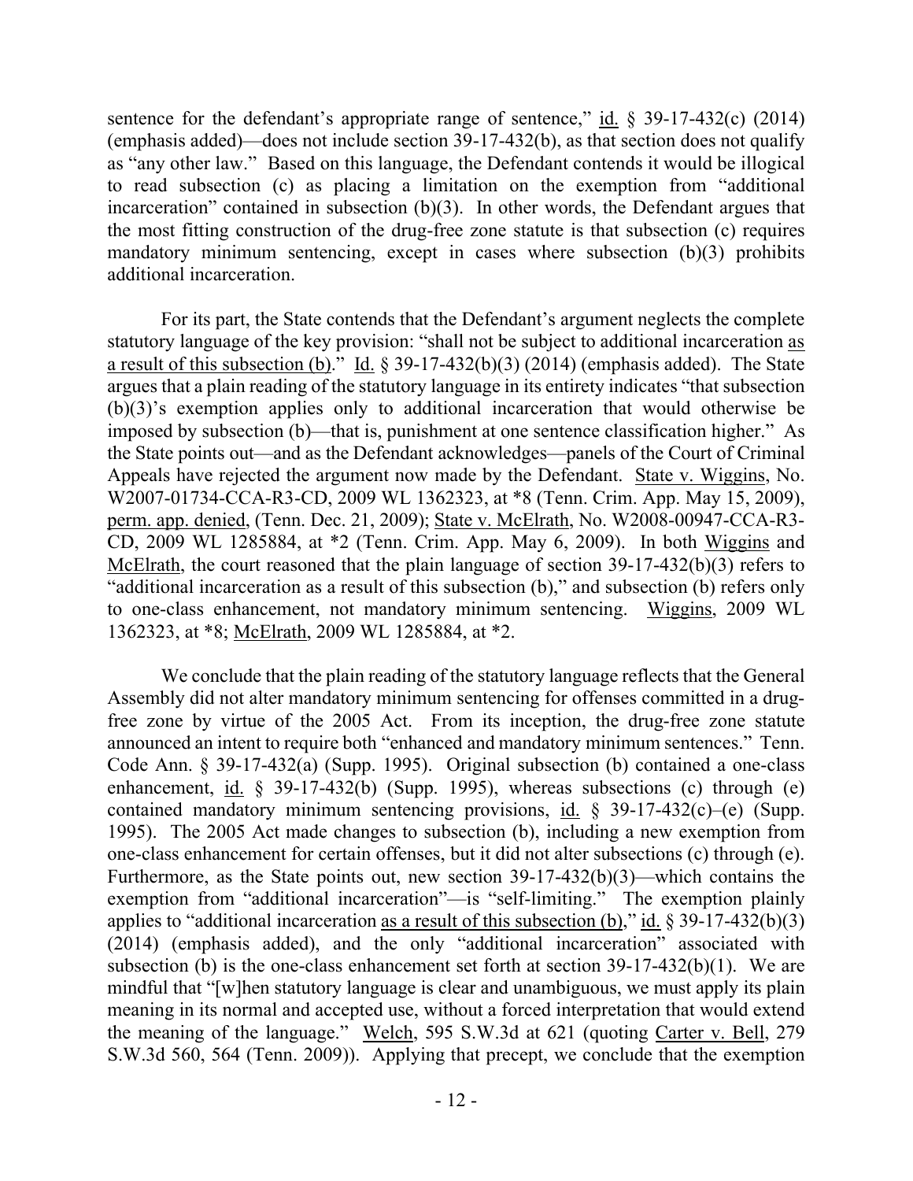sentence for the defendant's appropriate range of sentence," id. § 39-17-432(c) (2014) (emphasis added)—does not include section 39-17-432(b), as that section does not qualify as "any other law." Based on this language, the Defendant contends it would be illogical to read subsection (c) as placing a limitation on the exemption from "additional incarceration" contained in subsection (b)(3). In other words, the Defendant argues that the most fitting construction of the drug-free zone statute is that subsection (c) requires mandatory minimum sentencing, except in cases where subsection (b)(3) prohibits additional incarceration.

For its part, the State contends that the Defendant's argument neglects the complete statutory language of the key provision: "shall not be subject to additional incarceration as a result of this subsection (b)." Id. § 39-17-432(b)(3) (2014) (emphasis added). The State argues that a plain reading of the statutory language in its entirety indicates "that subsection (b)(3)'s exemption applies only to additional incarceration that would otherwise be imposed by subsection (b)—that is, punishment at one sentence classification higher." As the State points out—and as the Defendant acknowledges—panels of the Court of Criminal Appeals have rejected the argument now made by the Defendant. State v. Wiggins, No. W2007-01734-CCA-R3-CD, 2009 WL 1362323, at *8 (Tenn. Crim. App. May 15, 2009), perm. app. denied, (Tenn. Dec. 21, 2009); State v. McElrath, No. W2008-00947-CCA-R3-CD, 2009 WL 1285884, at *2 (Tenn. Crim. App. May 6, 2009). In both Wiggins and McElrath, the court reasoned that the plain language of section 39-17-432(b)(3) refers to "additional incarceration as a result of this subsection (b)," and subsection (b) refers only to one-class enhancement, not mandatory minimum sentencing. Wiggins, 2009 WL 1362323, at *8; McElrath, 2009 WL 1285884, at *2.

We conclude that the plain reading of the statutory language reflects that the General Assembly did not alter mandatory minimum sentencing for offenses committed in a drug-free zone by virtue of the 2005 Act. From its inception, the drug-free zone statute announced an intent to require both "enhanced and mandatory minimum sentences." Tenn. Code Ann. § 39-17-432(a) (Supp. 1995). Original subsection (b) contained a one-class enhancement, id. § 39-17-432(b) (Supp. 1995), whereas subsections (c) through (e) contained mandatory minimum sentencing provisions, id. § 39-17-432(c)–(e) (Supp. 1995). The 2005 Act made changes to subsection (b), including a new exemption from one-class enhancement for certain offenses, but it did not alter subsections (c) through (e). Furthermore, as the State points out, new section 39-17-432(b)(3)—which contains the exemption from "additional incarceration"—is "self-limiting." The exemption plainly applies to "additional incarceration as a result of this subsection (b)," id. § 39-17-432(b)(3) (2014) (emphasis added), and the only "additional incarceration" associated with subsection (b) is the one-class enhancement set forth at section 39-17-432(b)(1). We are mindful that "[w]hen statutory language is clear and unambiguous, we must apply its plain meaning in its normal and accepted use, without a forced interpretation that would extend the meaning of the language." Welch, 595 S.W.3d at 621 (quoting Carter v. Bell, 279 S.W.3d 560, 564 (Tenn. 2009)). Applying that precept, we conclude that the exemption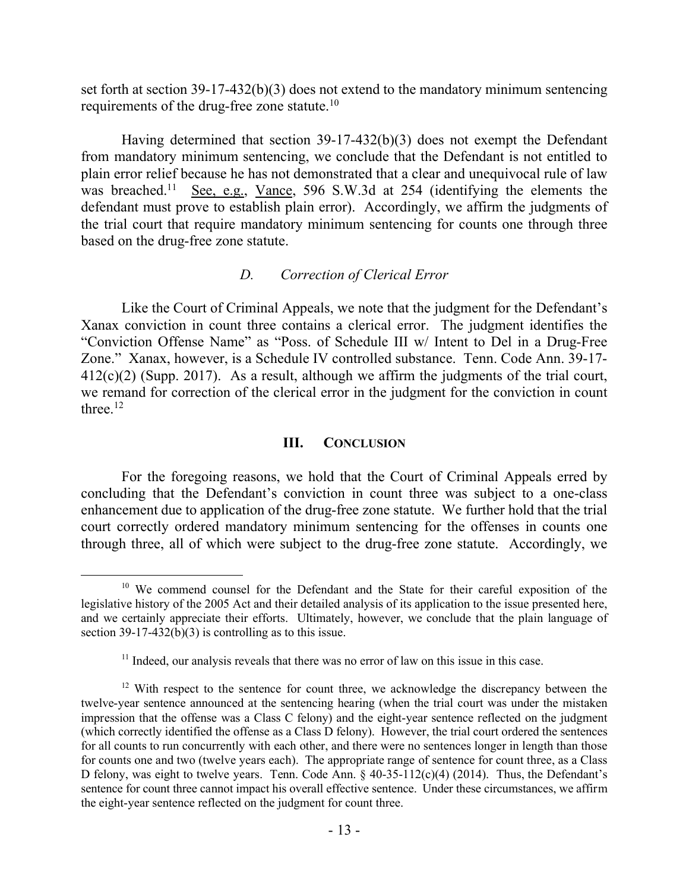set forth at section 39-17-432(b)(3) does not extend to the mandatory minimum sentencing requirements of the drug-free zone statute.[10]

Having determined that section 39-17-432(b)(3) does not exempt the Defendant from mandatory minimum sentencing, we conclude that the Defendant is not entitled to plain error relief because he has not demonstrated that a clear and unequivocal rule of law was breached.[11] See, e.g., Vance, 596 S.W.3d at 254 (identifying the elements the defendant must prove to establish plain error). Accordingly, we affirm the judgments of the trial court that require mandatory minimum sentencing for counts one through three based on the drug-free zone statute.

### *D. Correction of Clerical Error*

Like the Court of Criminal Appeals, we note that the judgment for the Defendant's Xanax conviction in count three contains a clerical error. The judgment identifies the "Conviction Offense Name" as "Poss. of Schedule III w/ Intent to Del in a Drug-Free Zone." Xanax, however, is a Schedule IV controlled substance. Tenn. Code Ann. 39-17-412(c)(2) (Supp. 2017). As a result, although we affirm the judgments of the trial court, we remand for correction of the clerical error in the judgment for the conviction in count three.[12]

## III. CONCLUSION

For the foregoing reasons, we hold that the Court of Criminal Appeals erred by concluding that the Defendant's conviction in count three was subject to a one-class enhancement due to application of the drug-free zone statute. We further hold that the trial court correctly ordered mandatory minimum sentencing for the offenses in counts one through three, all of which were subject to the drug-free zone statute. Accordingly, we

---

[10] We commend counsel for the Defendant and the State for their careful exposition of the legislative history of the 2005 Act and their detailed analysis of its application to the issue presented here, and we certainly appreciate their efforts. Ultimately, however, we conclude that the plain language of section 39-17-432(b)(3) is controlling as to this issue.

[11] Indeed, our analysis reveals that there was no error of law on this issue in this case.

[12] With respect to the sentence for count three, we acknowledge the discrepancy between the twelve-year sentence announced at the sentencing hearing (when the trial court was under the mistaken impression that the offense was a Class C felony) and the eight-year sentence reflected on the judgment (which correctly identified the offense as a Class D felony). However, the trial court ordered the sentences for all counts to run concurrently with each other, and there were no sentences longer in length than those for counts one and two (twelve years each). The appropriate range of sentence for count three, as a Class D felony, was eight to twelve years. Tenn. Code Ann. § 40-35-112(c)(4) (2014). Thus, the Defendant's sentence for count three cannot impact his overall effective sentence. Under these circumstances, we affirm the eight-year sentence reflected on the judgment for count three.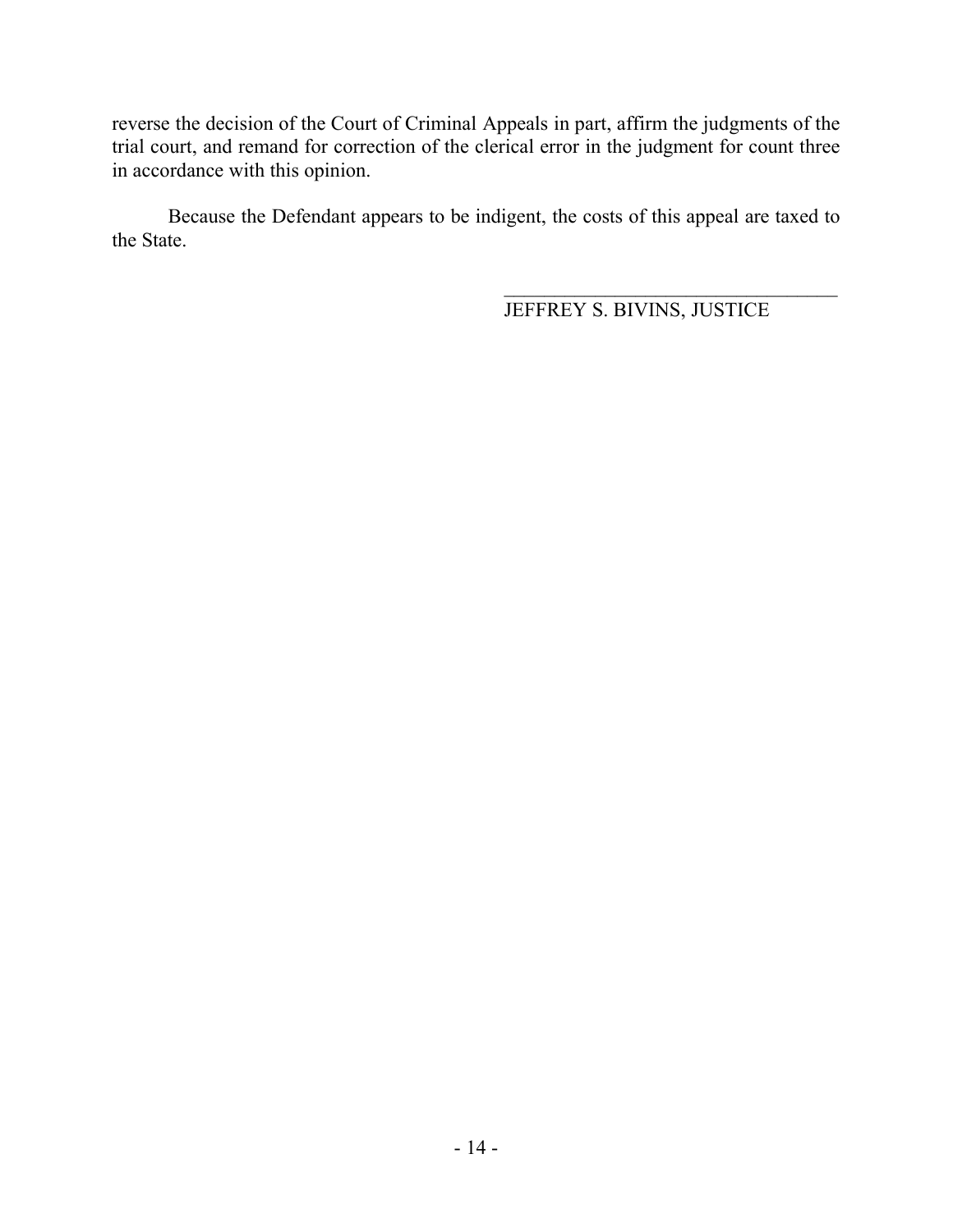reverse the decision of the Court of Criminal Appeals in part, affirm the judgments of the trial court, and remand for correction of the clerical error in the judgment for count three in accordance with this opinion.

Because the Defendant appears to be indigent, the costs of this appeal are taxed to the State.

_________________________________
JEFFREY S. BIVINS, JUSTICE